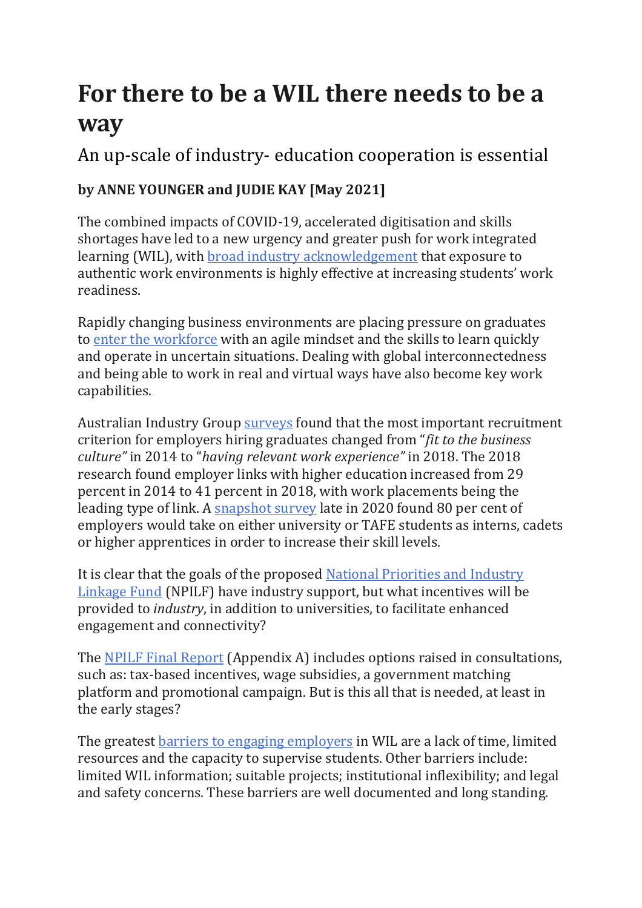# For there to be a WIL there needs to be a way

## An up-scale of industry- education cooperation is essential

**by ANNE YOUNGER and JUDIE KAY [May 2021]**

The combined impacts of COVID-19, accelerated digitisation and skills shortages have led to a new urgency and greater push for work integrated learning (WIL), with broad industry acknowledgement that exposure to authentic work environments is highly effective at increasing students' work readiness.

Rapidly changing business environments are placing pressure on graduates to enter the workforce with an agile mindset and the skills to learn quickly and operate in uncertain situations. Dealing with global interconnectedness and being able to work in real and virtual ways have also become key work capabilities.

Australian Industry Group surveys found that the most important recruitment criterion for employers hiring graduates changed from "*fit to the business culture"* in 2014 to "*having relevant work experience"* in 2018. The 2018 research found employer links with higher education increased from 29 percent in 2014 to 41 percent in 2018, with work placements being the leading type of link. A snapshot survey late in 2020 found 80 per cent of employers would take on either university or TAFE students as interns, cadets or higher apprentices in order to increase their skill levels.

It is clear that the goals of the proposed National Priorities and Industry Linkage Fund (NPILF) have industry support, but what incentives will be provided to *industry*, in addition to universities, to facilitate enhanced engagement and connectivity?

The NPILF Final Report (Appendix A) includes options raised in consultations, such as: tax-based incentives, wage subsidies, a government matching platform and promotional campaign. But is this all that is needed, at least in the early stages?

The greatest barriers to engaging employers in WIL are a lack of time, limited resources and the capacity to supervise students. Other barriers include: limited WIL information; suitable projects; institutional inflexibility; and legal and safety concerns. These barriers are well documented and long standing.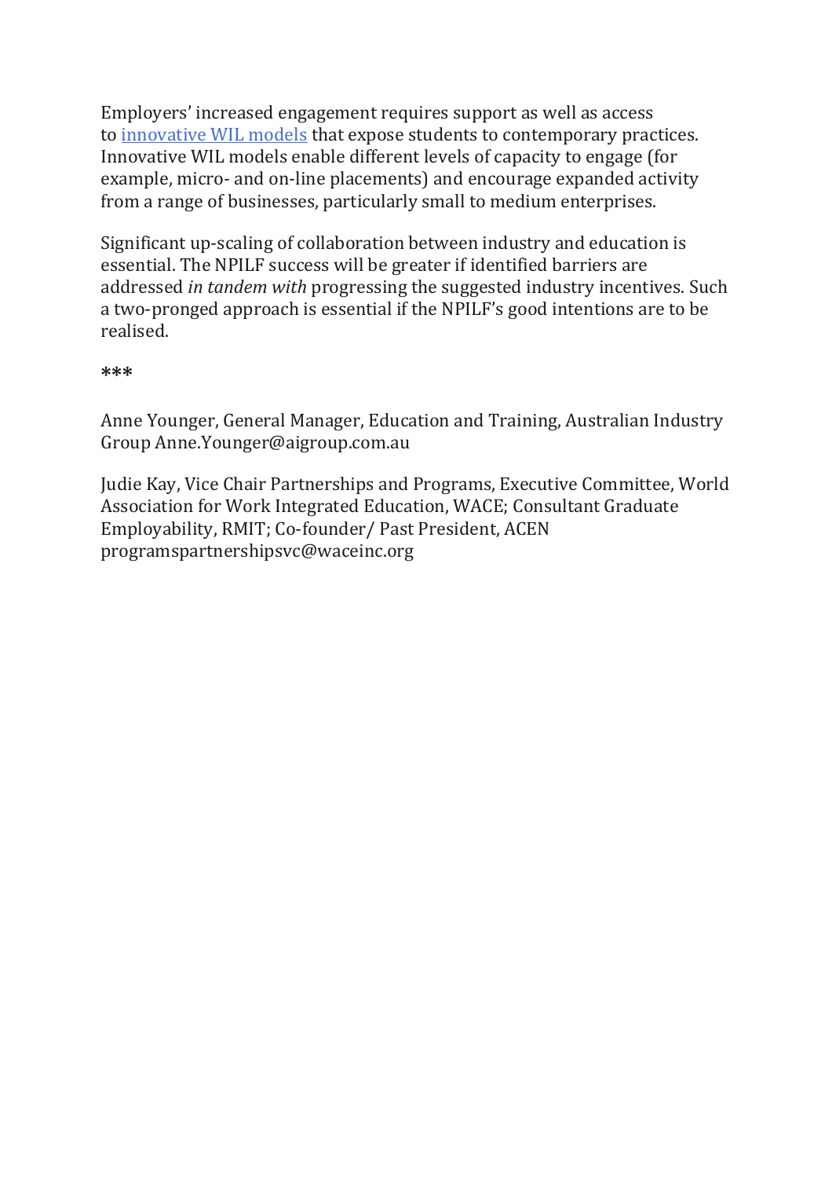Employers' increased engagement requires support as well as access to innovative WIL models that expose students to contemporary practices. Innovative WIL models enable different levels of capacity to engage (for example, micro- and on-line placements) and encourage expanded activity from a range of businesses, particularly small to medium enterprises.

Significant up-scaling of collaboration between industry and education is essential. The NPILF success will be greater if identified barriers are addressed *in tandem with* progressing the suggested industry incentives. Such a two-pronged approach is essential if the NPILF's good intentions are to be realised.

***

Anne Younger, General Manager, Education and Training, Australian Industry Group Anne.Younger@aigroup.com.au

Judie Kay, Vice Chair Partnerships and Programs, Executive Committee, World Association for Work Integrated Education, WACE; Consultant Graduate Employability, RMIT; Co-founder/ Past President, ACEN programspartnershipsvc@waceinc.org